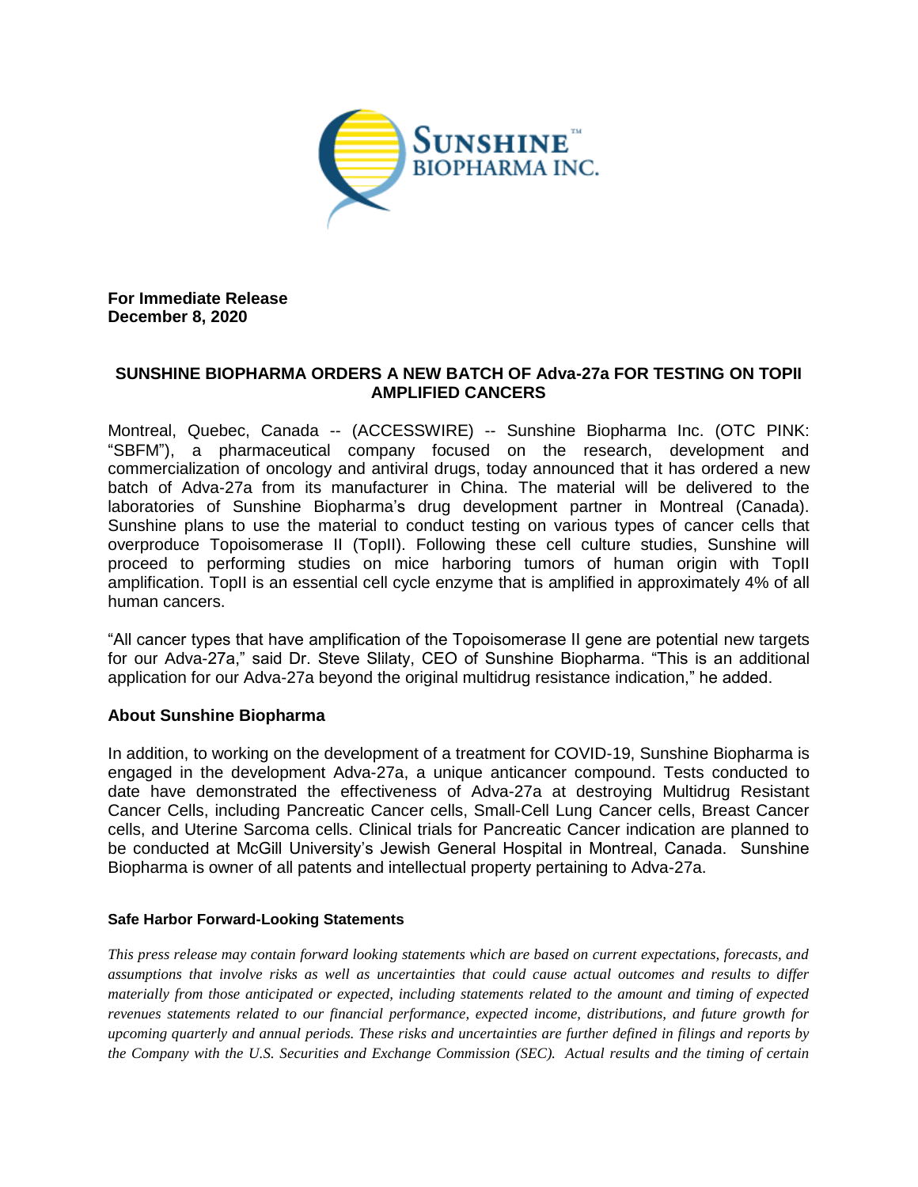**For Immediate Release**
**December 8, 2020**

# SUNSHINE BIOPHARMA ORDERS A NEW BATCH OF Adva-27a FOR TESTING ON TOPII AMPLIFIED CANCERS

Montreal, Quebec, Canada -- (ACCESSWIRE) -- Sunshine Biopharma Inc. (OTC PINK: "SBFM"), a pharmaceutical company focused on the research, development and commercialization of oncology and antiviral drugs, today announced that it has ordered a new batch of Adva-27a from its manufacturer in China. The material will be delivered to the laboratories of Sunshine Biopharma's drug development partner in Montreal (Canada). Sunshine plans to use the material to conduct testing on various types of cancer cells that overproduce Topoisomerase II (TopII). Following these cell culture studies, Sunshine will proceed to performing studies on mice harboring tumors of human origin with TopII amplification. TopII is an essential cell cycle enzyme that is amplified in approximately 4% of all human cancers.

"All cancer types that have amplification of the Topoisomerase II gene are potential new targets for our Adva-27a," said Dr. Steve Slilaty, CEO of Sunshine Biopharma. "This is an additional application for our Adva-27a beyond the original multidrug resistance indication," he added.

## About Sunshine Biopharma

In addition, to working on the development of a treatment for COVID-19, Sunshine Biopharma is engaged in the development Adva-27a, a unique anticancer compound. Tests conducted to date have demonstrated the effectiveness of Adva-27a at destroying Multidrug Resistant Cancer Cells, including Pancreatic Cancer cells, Small-Cell Lung Cancer cells, Breast Cancer cells, and Uterine Sarcoma cells. Clinical trials for Pancreatic Cancer indication are planned to be conducted at McGill University's Jewish General Hospital in Montreal, Canada. Sunshine Biopharma is owner of all patents and intellectual property pertaining to Adva-27a.

### Safe Harbor Forward-Looking Statements

*This press release may contain forward looking statements which are based on current expectations, forecasts, and assumptions that involve risks as well as uncertainties that could cause actual outcomes and results to differ materially from those anticipated or expected, including statements related to the amount and timing of expected revenues statements related to our financial performance, expected income, distributions, and future growth for upcoming quarterly and annual periods. These risks and uncertainties are further defined in filings and reports by the Company with the U.S. Securities and Exchange Commission (SEC). Actual results and the timing of certain*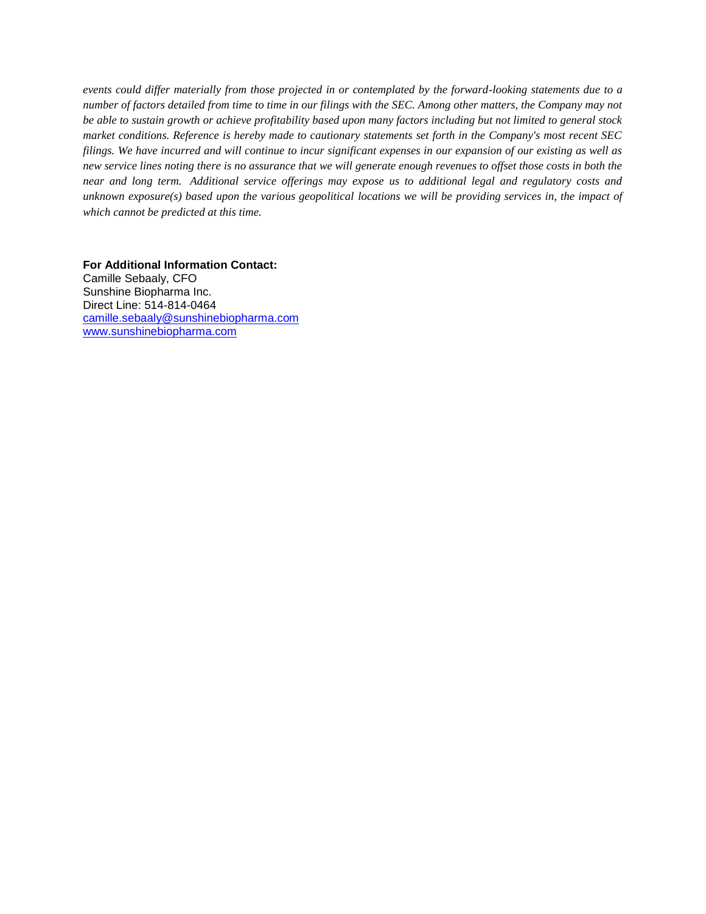*events could differ materially from those projected in or contemplated by the forward-looking statements due to a number of factors detailed from time to time in our filings with the SEC. Among other matters, the Company may not be able to sustain growth or achieve profitability based upon many factors including but not limited to general stock market conditions. Reference is hereby made to cautionary statements set forth in the Company's most recent SEC filings. We have incurred and will continue to incur significant expenses in our expansion of our existing as well as new service lines noting there is no assurance that we will generate enough revenues to offset those costs in both the near and long term. Additional service offerings may expose us to additional legal and regulatory costs and unknown exposure(s) based upon the various geopolitical locations we will be providing services in, the impact of which cannot be predicted at this time.*

**For Additional Information Contact:**
Camille Sebaaly, CFO
Sunshine Biopharma Inc.
Direct Line: 514-814-0464
camille.sebaaly@sunshinebiopharma.com
www.sunshinebiopharma.com